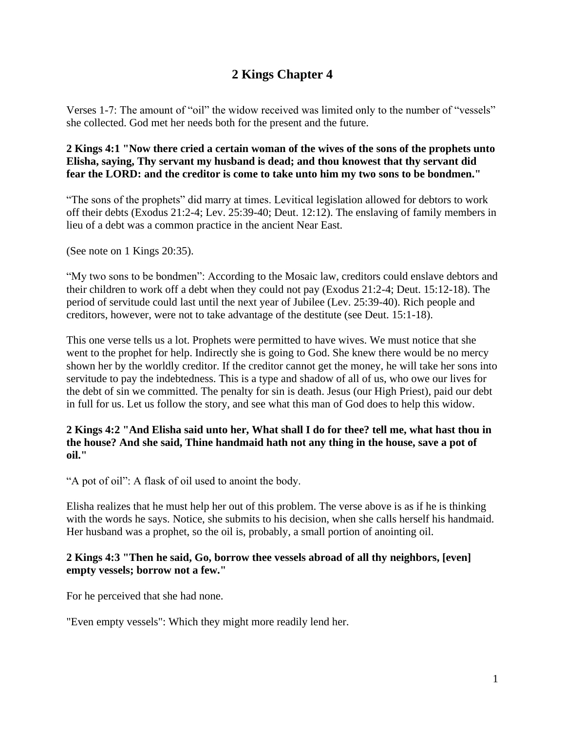# 2 Kings Chapter 4

Verses 1-7: The amount of "oil" the widow received was limited only to the number of "vessels" she collected. God met her needs both for the present and the future.

**2 Kings 4:1 "Now there cried a certain woman of the wives of the sons of the prophets unto Elisha, saying, Thy servant my husband is dead; and thou knowest that thy servant did fear the LORD: and the creditor is come to take unto him my two sons to be bondmen."**

"The sons of the prophets" did marry at times. Levitical legislation allowed for debtors to work off their debts (Exodus 21:2-4; Lev. 25:39-40; Deut. 12:12). The enslaving of family members in lieu of a debt was a common practice in the ancient Near East.

(See note on 1 Kings 20:35).

"My two sons to be bondmen": According to the Mosaic law, creditors could enslave debtors and their children to work off a debt when they could not pay (Exodus 21:2-4; Deut. 15:12-18). The period of servitude could last until the next year of Jubilee (Lev. 25:39-40). Rich people and creditors, however, were not to take advantage of the destitute (see Deut. 15:1-18).

This one verse tells us a lot. Prophets were permitted to have wives. We must notice that she went to the prophet for help. Indirectly she is going to God. She knew there would be no mercy shown her by the worldly creditor. If the creditor cannot get the money, he will take her sons into servitude to pay the indebtedness. This is a type and shadow of all of us, who owe our lives for the debt of sin we committed. The penalty for sin is death. Jesus (our High Priest), paid our debt in full for us. Let us follow the story, and see what this man of God does to help this widow.

**2 Kings 4:2 "And Elisha said unto her, What shall I do for thee? tell me, what hast thou in the house? And she said, Thine handmaid hath not any thing in the house, save a pot of oil."**

"A pot of oil": A flask of oil used to anoint the body.

Elisha realizes that he must help her out of this problem. The verse above is as if he is thinking with the words he says. Notice, she submits to his decision, when she calls herself his handmaid. Her husband was a prophet, so the oil is, probably, a small portion of anointing oil.

**2 Kings 4:3 "Then he said, Go, borrow thee vessels abroad of all thy neighbors, [even] empty vessels; borrow not a few."**

For he perceived that she had none.

"Even empty vessels": Which they might more readily lend her.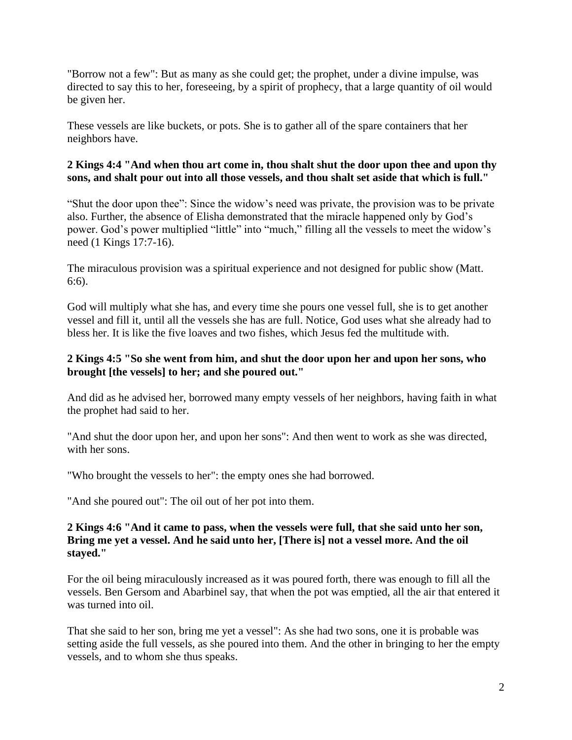"Borrow not a few": But as many as she could get; the prophet, under a divine impulse, was directed to say this to her, foreseeing, by a spirit of prophecy, that a large quantity of oil would be given her.

These vessels are like buckets, or pots. She is to gather all of the spare containers that her neighbors have.

**2 Kings 4:4 "And when thou art come in, thou shalt shut the door upon thee and upon thy sons, and shalt pour out into all those vessels, and thou shalt set aside that which is full."**

“Shut the door upon thee”: Since the widow’s need was private, the provision was to be private also. Further, the absence of Elisha demonstrated that the miracle happened only by God’s power. God’s power multiplied “little” into “much,” filling all the vessels to meet the widow’s need (1 Kings 17:7-16).

The miraculous provision was a spiritual experience and not designed for public show (Matt. 6:6).

God will multiply what she has, and every time she pours one vessel full, she is to get another vessel and fill it, until all the vessels she has are full. Notice, God uses what she already had to bless her. It is like the five loaves and two fishes, which Jesus fed the multitude with.

**2 Kings 4:5 "So she went from him, and shut the door upon her and upon her sons, who brought [the vessels] to her; and she poured out."**

And did as he advised her, borrowed many empty vessels of her neighbors, having faith in what the prophet had said to her.

"And shut the door upon her, and upon her sons": And then went to work as she was directed, with her sons.

"Who brought the vessels to her": the empty ones she had borrowed.

"And she poured out": The oil out of her pot into them.

**2 Kings 4:6 "And it came to pass, when the vessels were full, that she said unto her son, Bring me yet a vessel. And he said unto her, [There is] not a vessel more. And the oil stayed."**

For the oil being miraculously increased as it was poured forth, there was enough to fill all the vessels. Ben Gersom and Abarbinel say, that when the pot was emptied, all the air that entered it was turned into oil.

That she said to her son, bring me yet a vessel": As she had two sons, one it is probable was setting aside the full vessels, as she poured into them. And the other in bringing to her the empty vessels, and to whom she thus speaks.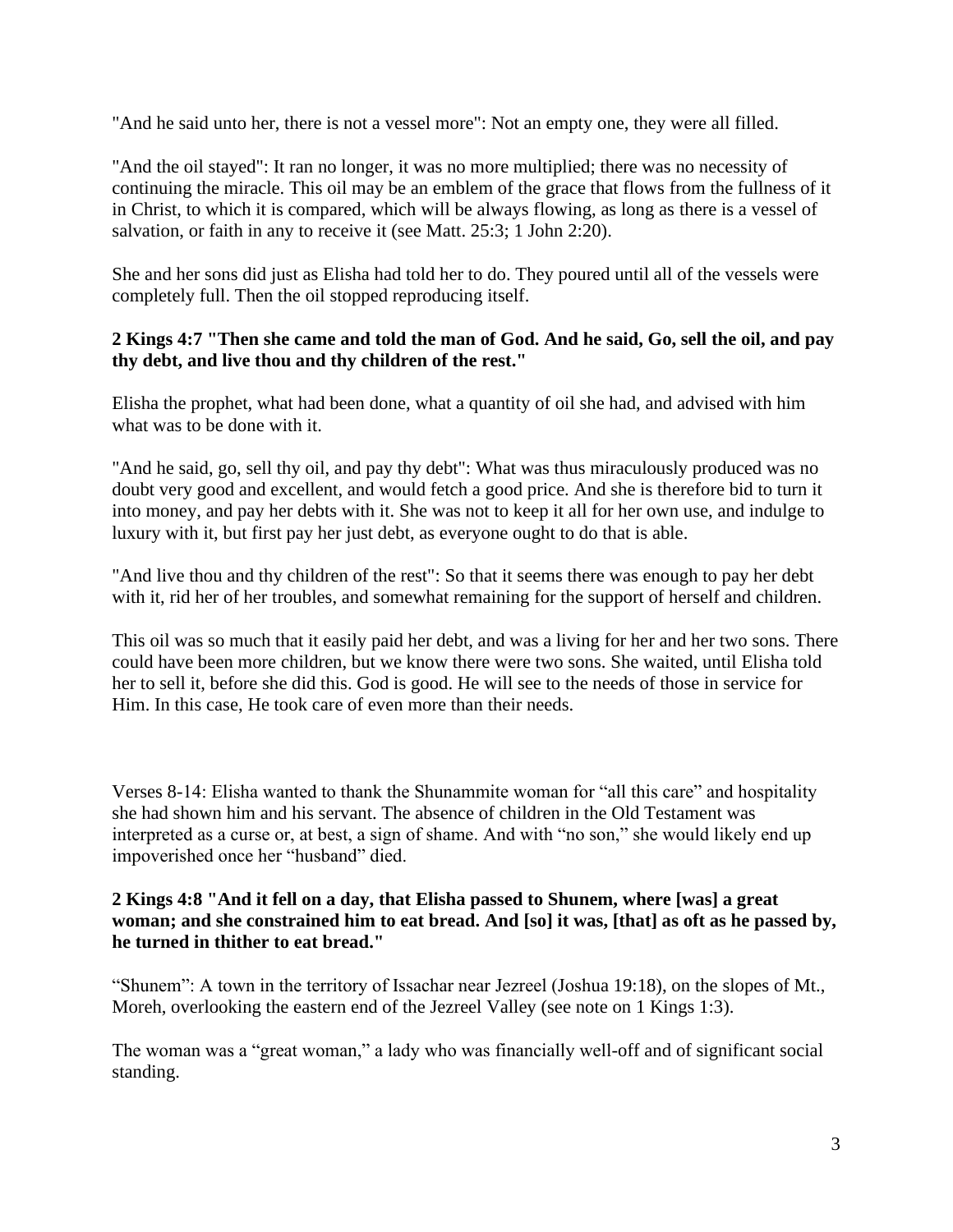"And he said unto her, there is not a vessel more": Not an empty one, they were all filled.

"And the oil stayed": It ran no longer, it was no more multiplied; there was no necessity of continuing the miracle. This oil may be an emblem of the grace that flows from the fullness of it in Christ, to which it is compared, which will be always flowing, as long as there is a vessel of salvation, or faith in any to receive it (see Matt. 25:3; 1 John 2:20).

She and her sons did just as Elisha had told her to do. They poured until all of the vessels were completely full. Then the oil stopped reproducing itself.

**2 Kings 4:7 "Then she came and told the man of God. And he said, Go, sell the oil, and pay thy debt, and live thou and thy children of the rest."**

Elisha the prophet, what had been done, what a quantity of oil she had, and advised with him what was to be done with it.

"And he said, go, sell thy oil, and pay thy debt": What was thus miraculously produced was no doubt very good and excellent, and would fetch a good price. And she is therefore bid to turn it into money, and pay her debts with it. She was not to keep it all for her own use, and indulge to luxury with it, but first pay her just debt, as everyone ought to do that is able.

"And live thou and thy children of the rest": So that it seems there was enough to pay her debt with it, rid her of her troubles, and somewhat remaining for the support of herself and children.

This oil was so much that it easily paid her debt, and was a living for her and her two sons. There could have been more children, but we know there were two sons. She waited, until Elisha told her to sell it, before she did this. God is good. He will see to the needs of those in service for Him. In this case, He took care of even more than their needs.

Verses 8-14: Elisha wanted to thank the Shunammite woman for "all this care" and hospitality she had shown him and his servant. The absence of children in the Old Testament was interpreted as a curse or, at best, a sign of shame. And with "no son," she would likely end up impoverished once her "husband" died.

**2 Kings 4:8 "And it fell on a day, that Elisha passed to Shunem, where [was] a great woman; and she constrained him to eat bread. And [so] it was, [that] as oft as he passed by, he turned in thither to eat bread."**

"Shunem": A town in the territory of Issachar near Jezreel (Joshua 19:18), on the slopes of Mt., Moreh, overlooking the eastern end of the Jezreel Valley (see note on 1 Kings 1:3).

The woman was a "great woman," a lady who was financially well-off and of significant social standing.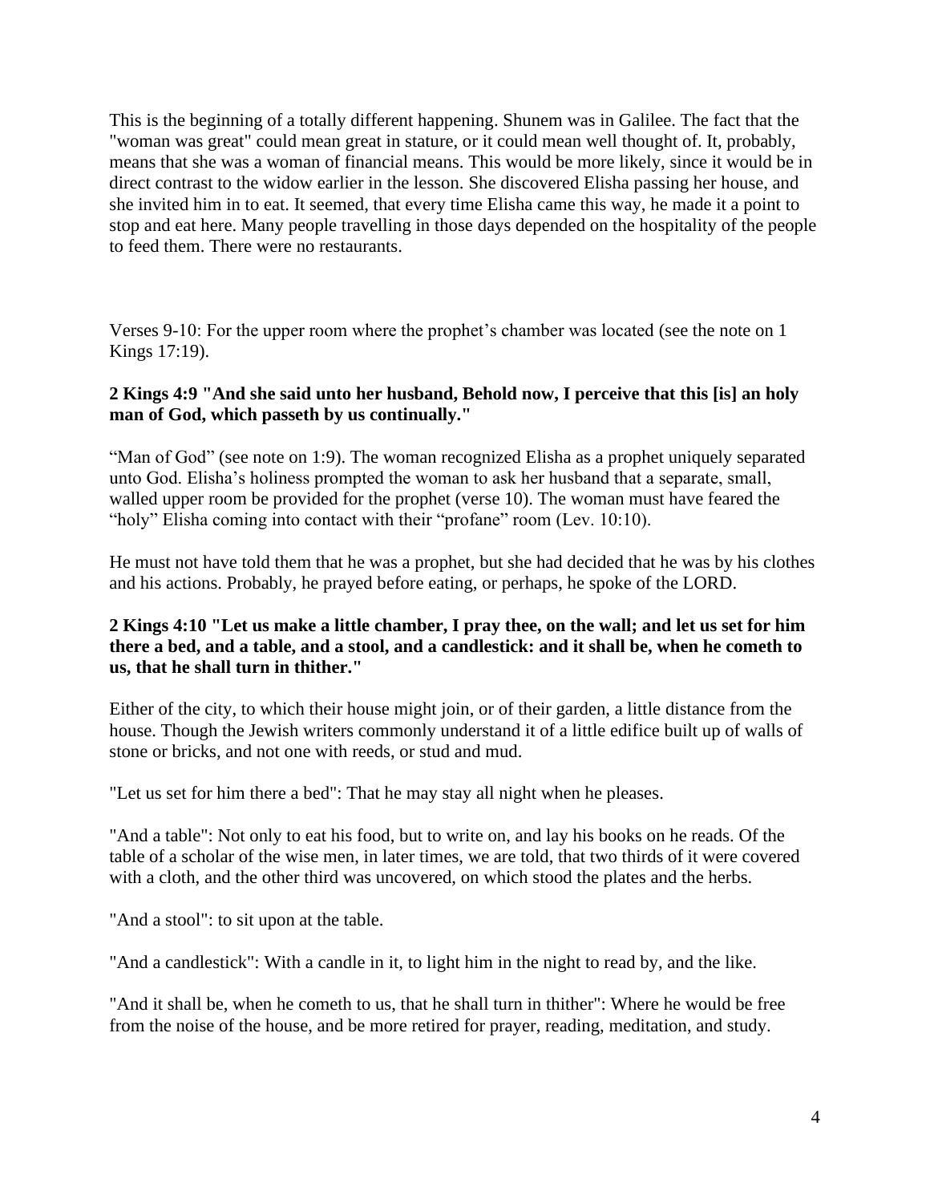This is the beginning of a totally different happening. Shunem was in Galilee. The fact that the "woman was great" could mean great in stature, or it could mean well thought of. It, probably, means that she was a woman of financial means. This would be more likely, since it would be in direct contrast to the widow earlier in the lesson. She discovered Elisha passing her house, and she invited him in to eat. It seemed, that every time Elisha came this way, he made it a point to stop and eat here. Many people travelling in those days depended on the hospitality of the people to feed them. There were no restaurants.

Verses 9-10: For the upper room where the prophet's chamber was located (see the note on 1 Kings 17:19).

**2 Kings 4:9 "And she said unto her husband, Behold now, I perceive that this [is] an holy man of God, which passeth by us continually."**

"Man of God" (see note on 1:9). The woman recognized Elisha as a prophet uniquely separated unto God. Elisha's holiness prompted the woman to ask her husband that a separate, small, walled upper room be provided for the prophet (verse 10). The woman must have feared the "holy" Elisha coming into contact with their "profane" room (Lev. 10:10).

He must not have told them that he was a prophet, but she had decided that he was by his clothes and his actions. Probably, he prayed before eating, or perhaps, he spoke of the LORD.

**2 Kings 4:10 "Let us make a little chamber, I pray thee, on the wall; and let us set for him there a bed, and a table, and a stool, and a candlestick: and it shall be, when he cometh to us, that he shall turn in thither."**

Either of the city, to which their house might join, or of their garden, a little distance from the house. Though the Jewish writers commonly understand it of a little edifice built up of walls of stone or bricks, and not one with reeds, or stud and mud.

"Let us set for him there a bed": That he may stay all night when he pleases.

"And a table": Not only to eat his food, but to write on, and lay his books on he reads. Of the table of a scholar of the wise men, in later times, we are told, that two thirds of it were covered with a cloth, and the other third was uncovered, on which stood the plates and the herbs.

"And a stool": to sit upon at the table.

"And a candlestick": With a candle in it, to light him in the night to read by, and the like.

"And it shall be, when he cometh to us, that he shall turn in thither": Where he would be free from the noise of the house, and be more retired for prayer, reading, meditation, and study.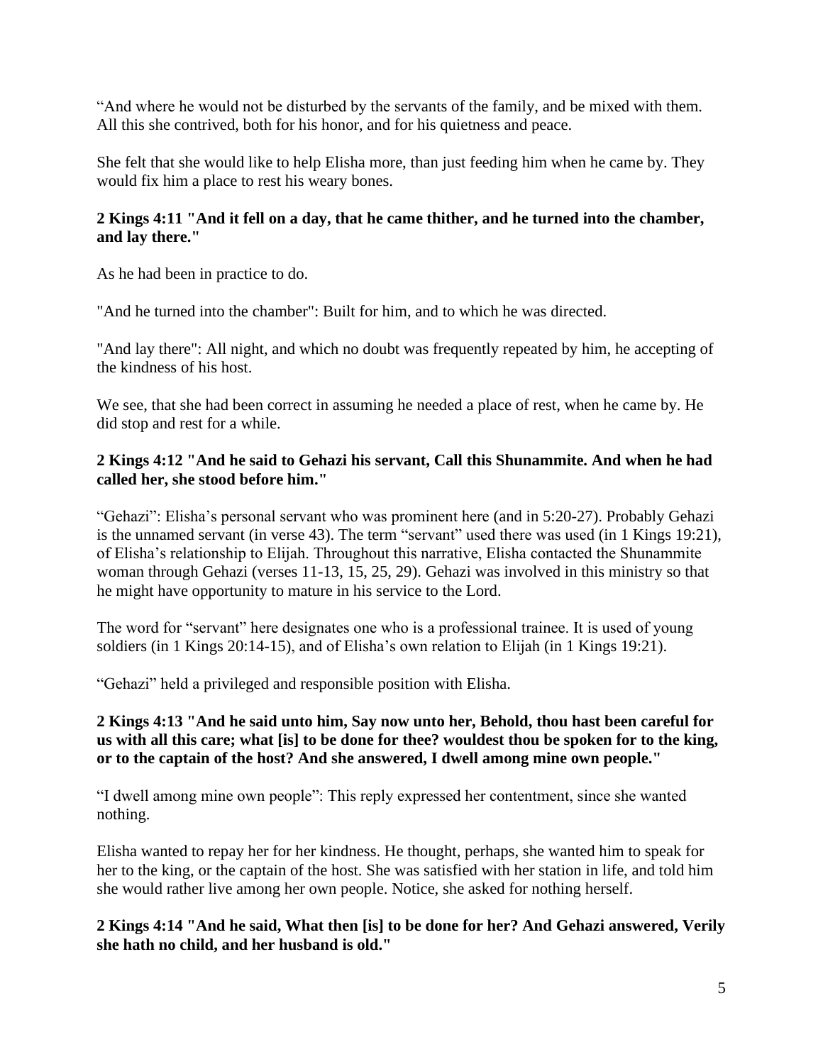"And where he would not be disturbed by the servants of the family, and be mixed with them. All this she contrived, both for his honor, and for his quietness and peace.

She felt that she would like to help Elisha more, than just feeding him when he came by. They would fix him a place to rest his weary bones.

**2 Kings 4:11 "And it fell on a day, that he came thither, and he turned into the chamber, and lay there."**

As he had been in practice to do.

"And he turned into the chamber": Built for him, and to which he was directed.

"And lay there": All night, and which no doubt was frequently repeated by him, he accepting of the kindness of his host.

We see, that she had been correct in assuming he needed a place of rest, when he came by. He did stop and rest for a while.

**2 Kings 4:12 "And he said to Gehazi his servant, Call this Shunammite. And when he had called her, she stood before him."**

"Gehazi": Elisha's personal servant who was prominent here (and in 5:20-27). Probably Gehazi is the unnamed servant (in verse 43). The term "servant" used there was used (in 1 Kings 19:21), of Elisha's relationship to Elijah. Throughout this narrative, Elisha contacted the Shunammite woman through Gehazi (verses 11-13, 15, 25, 29). Gehazi was involved in this ministry so that he might have opportunity to mature in his service to the Lord.

The word for "servant" here designates one who is a professional trainee. It is used of young soldiers (in 1 Kings 20:14-15), and of Elisha's own relation to Elijah (in 1 Kings 19:21).

"Gehazi" held a privileged and responsible position with Elisha.

**2 Kings 4:13 "And he said unto him, Say now unto her, Behold, thou hast been careful for us with all this care; what [is] to be done for thee? wouldest thou be spoken for to the king, or to the captain of the host? And she answered, I dwell among mine own people."**

"I dwell among mine own people": This reply expressed her contentment, since she wanted nothing.

Elisha wanted to repay her for her kindness. He thought, perhaps, she wanted him to speak for her to the king, or the captain of the host. She was satisfied with her station in life, and told him she would rather live among her own people. Notice, she asked for nothing herself.

**2 Kings 4:14 "And he said, What then [is] to be done for her? And Gehazi answered, Verily she hath no child, and her husband is old."**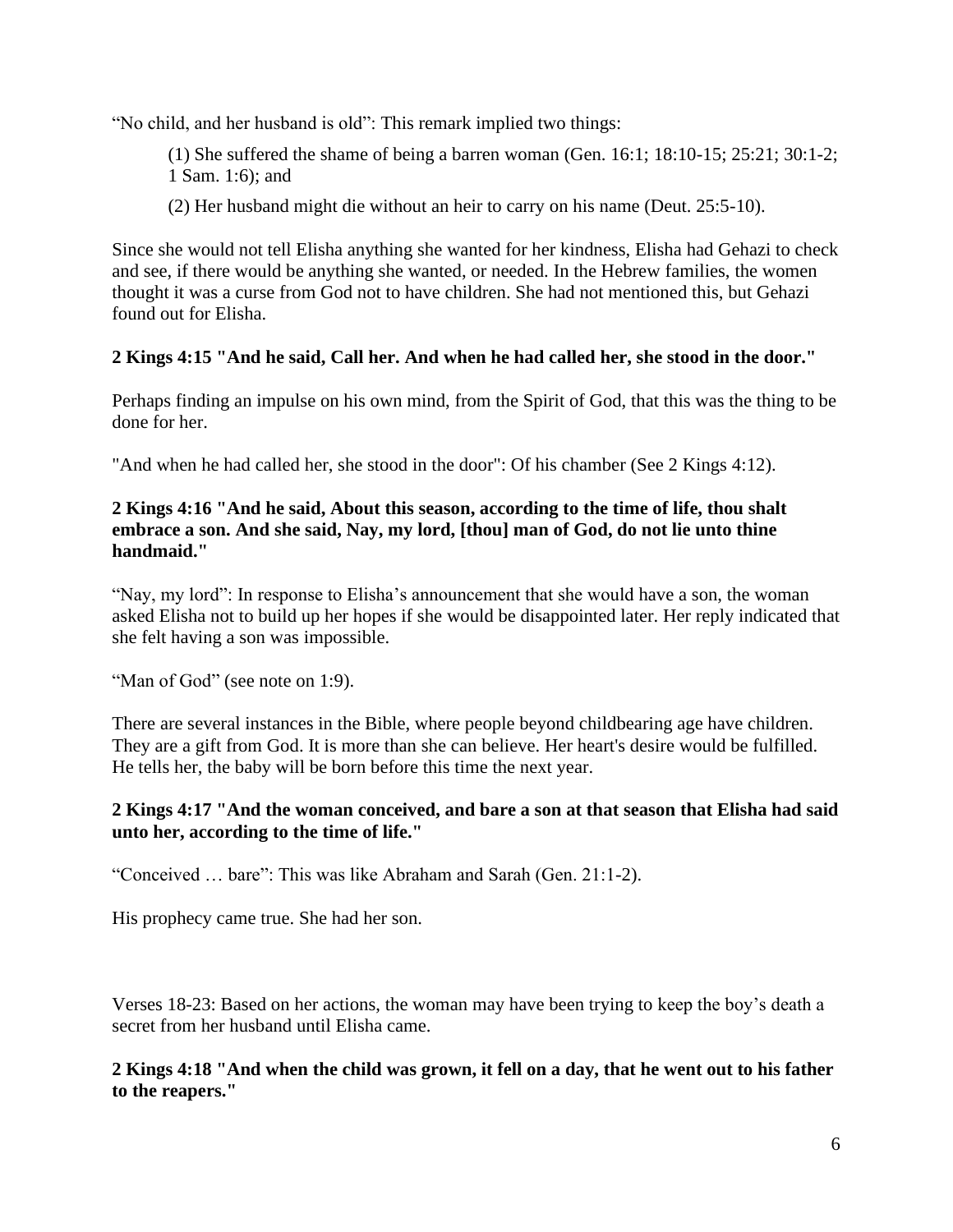"No child, and her husband is old": This remark implied two things:

> (1) She suffered the shame of being a barren woman (Gen. 16:1; 18:10-15; 25:21; 30:1-2; 1 Sam. 1:6); and
>
> (2) Her husband might die without an heir to carry on his name (Deut. 25:5-10).

Since she would not tell Elisha anything she wanted for her kindness, Elisha had Gehazi to check and see, if there would be anything she wanted, or needed. In the Hebrew families, the women thought it was a curse from God not to have children. She had not mentioned this, but Gehazi found out for Elisha.

**2 Kings 4:15 "And he said, Call her. And when he had called her, she stood in the door."**

Perhaps finding an impulse on his own mind, from the Spirit of God, that this was the thing to be done for her.

"And when he had called her, she stood in the door": Of his chamber (See 2 Kings 4:12).

**2 Kings 4:16 "And he said, About this season, according to the time of life, thou shalt embrace a son. And she said, Nay, my lord, [thou] man of God, do not lie unto thine handmaid."**

"Nay, my lord": In response to Elisha's announcement that she would have a son, the woman asked Elisha not to build up her hopes if she would be disappointed later. Her reply indicated that she felt having a son was impossible.

"Man of God" (see note on 1:9).

There are several instances in the Bible, where people beyond childbearing age have children. They are a gift from God. It is more than she can believe. Her heart's desire would be fulfilled. He tells her, the baby will be born before this time the next year.

**2 Kings 4:17 "And the woman conceived, and bare a son at that season that Elisha had said unto her, according to the time of life."**

"Conceived … bare": This was like Abraham and Sarah (Gen. 21:1-2).

His prophecy came true. She had her son.

Verses 18-23: Based on her actions, the woman may have been trying to keep the boy's death a secret from her husband until Elisha came.

**2 Kings 4:18 "And when the child was grown, it fell on a day, that he went out to his father to the reapers."**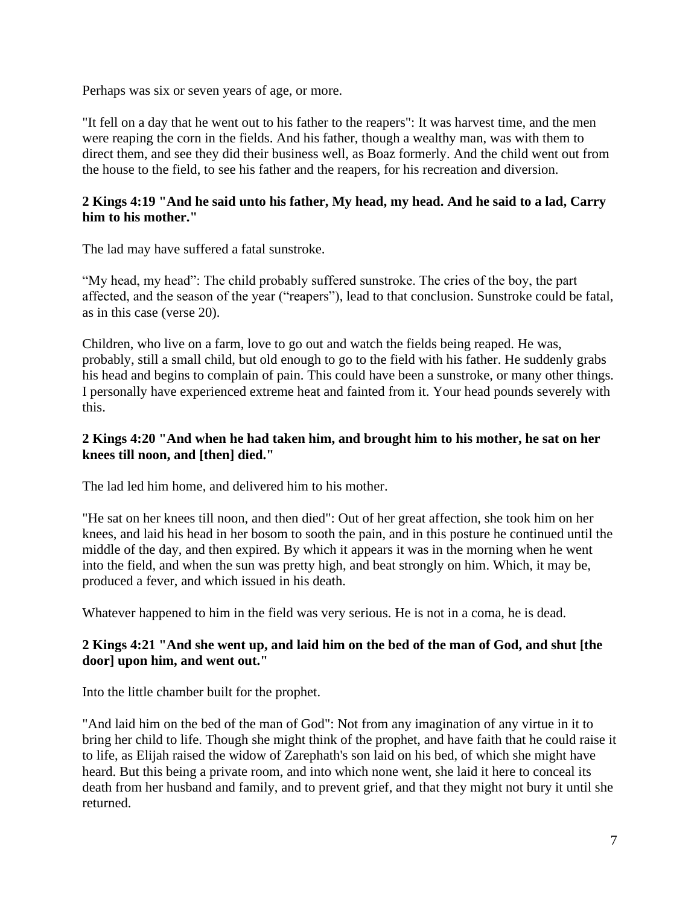Perhaps was six or seven years of age, or more.

"It fell on a day that he went out to his father to the reapers": It was harvest time, and the men were reaping the corn in the fields. And his father, though a wealthy man, was with them to direct them, and see they did their business well, as Boaz formerly. And the child went out from the house to the field, to see his father and the reapers, for his recreation and diversion.

**2 Kings 4:19 "And he said unto his father, My head, my head. And he said to a lad, Carry him to his mother."**

The lad may have suffered a fatal sunstroke.

"My head, my head": The child probably suffered sunstroke. The cries of the boy, the part affected, and the season of the year ("reapers"), lead to that conclusion. Sunstroke could be fatal, as in this case (verse 20).

Children, who live on a farm, love to go out and watch the fields being reaped. He was, probably, still a small child, but old enough to go to the field with his father. He suddenly grabs his head and begins to complain of pain. This could have been a sunstroke, or many other things. I personally have experienced extreme heat and fainted from it. Your head pounds severely with this.

**2 Kings 4:20 "And when he had taken him, and brought him to his mother, he sat on her knees till noon, and [then] died."**

The lad led him home, and delivered him to his mother.

"He sat on her knees till noon, and then died": Out of her great affection, she took him on her knees, and laid his head in her bosom to sooth the pain, and in this posture he continued until the middle of the day, and then expired. By which it appears it was in the morning when he went into the field, and when the sun was pretty high, and beat strongly on him. Which, it may be, produced a fever, and which issued in his death.

Whatever happened to him in the field was very serious. He is not in a coma, he is dead.

**2 Kings 4:21 "And she went up, and laid him on the bed of the man of God, and shut [the door] upon him, and went out."**

Into the little chamber built for the prophet.

"And laid him on the bed of the man of God": Not from any imagination of any virtue in it to bring her child to life. Though she might think of the prophet, and have faith that he could raise it to life, as Elijah raised the widow of Zarephath's son laid on his bed, of which she might have heard. But this being a private room, and into which none went, she laid it here to conceal its death from her husband and family, and to prevent grief, and that they might not bury it until she returned.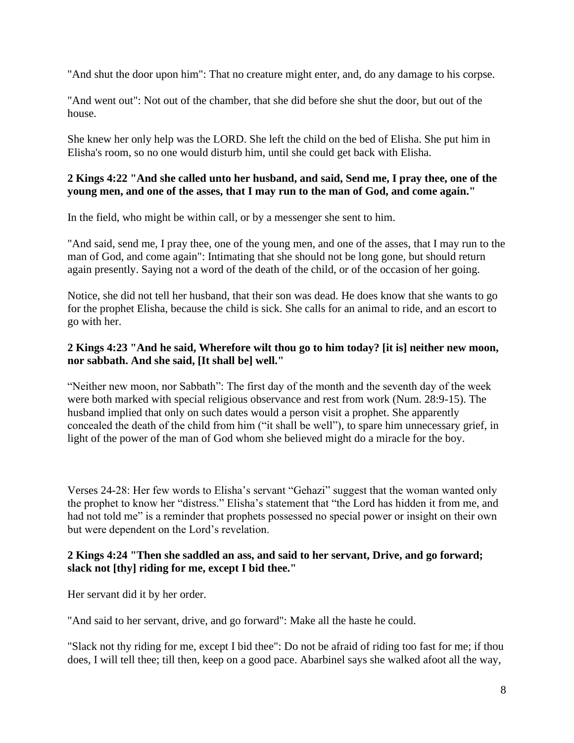"And shut the door upon him": That no creature might enter, and, do any damage to his corpse.

"And went out": Not out of the chamber, that she did before she shut the door, but out of the house.

She knew her only help was the LORD. She left the child on the bed of Elisha. She put him in Elisha's room, so no one would disturb him, until she could get back with Elisha.

**2 Kings 4:22 "And she called unto her husband, and said, Send me, I pray thee, one of the young men, and one of the asses, that I may run to the man of God, and come again."**

In the field, who might be within call, or by a messenger she sent to him.

"And said, send me, I pray thee, one of the young men, and one of the asses, that I may run to the man of God, and come again": Intimating that she should not be long gone, but should return again presently. Saying not a word of the death of the child, or of the occasion of her going.

Notice, she did not tell her husband, that their son was dead. He does know that she wants to go for the prophet Elisha, because the child is sick. She calls for an animal to ride, and an escort to go with her.

**2 Kings 4:23 "And he said, Wherefore wilt thou go to him today? [it is] neither new moon, nor sabbath. And she said, [It shall be] well."**

"Neither new moon, nor Sabbath": The first day of the month and the seventh day of the week were both marked with special religious observance and rest from work (Num. 28:9-15). The husband implied that only on such dates would a person visit a prophet. She apparently concealed the death of the child from him ("it shall be well"), to spare him unnecessary grief, in light of the power of the man of God whom she believed might do a miracle for the boy.

Verses 24-28: Her few words to Elisha's servant "Gehazi" suggest that the woman wanted only the prophet to know her "distress." Elisha's statement that "the Lord has hidden it from me, and had not told me" is a reminder that prophets possessed no special power or insight on their own but were dependent on the Lord's revelation.

**2 Kings 4:24 "Then she saddled an ass, and said to her servant, Drive, and go forward; slack not [thy] riding for me, except I bid thee."**

Her servant did it by her order.

"And said to her servant, drive, and go forward": Make all the haste he could.

"Slack not thy riding for me, except I bid thee": Do not be afraid of riding too fast for me; if thou does, I will tell thee; till then, keep on a good pace. Abarbinel says she walked afoot all the way,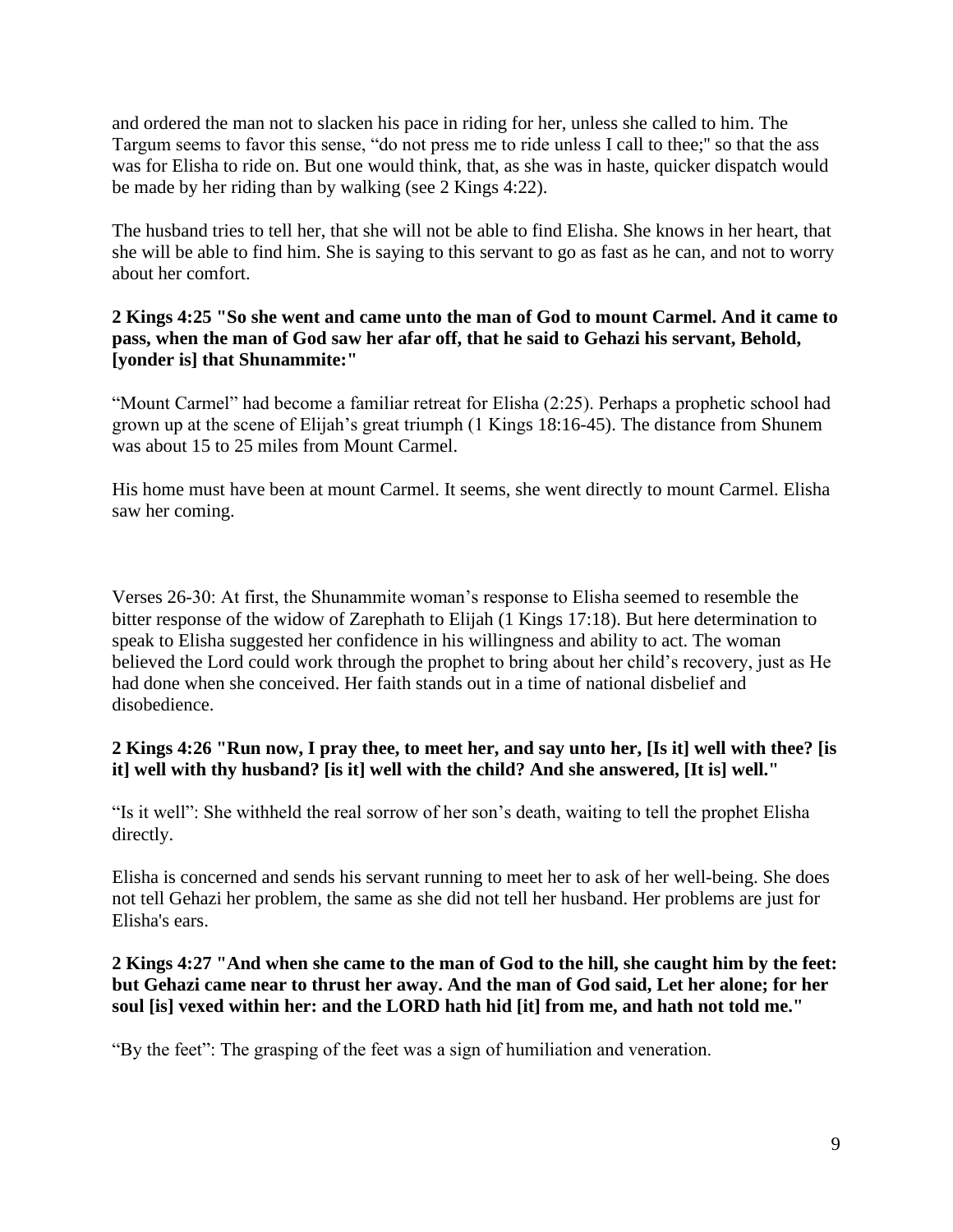and ordered the man not to slacken his pace in riding for her, unless she called to him. The Targum seems to favor this sense, “do not press me to ride unless I call to thee;" so that the ass was for Elisha to ride on. But one would think, that, as she was in haste, quicker dispatch would be made by her riding than by walking (see 2 Kings 4:22).

The husband tries to tell her, that she will not be able to find Elisha. She knows in her heart, that she will be able to find him. She is saying to this servant to go as fast as he can, and not to worry about her comfort.

**2 Kings 4:25 "So she went and came unto the man of God to mount Carmel. And it came to pass, when the man of God saw her afar off, that he said to Gehazi his servant, Behold, [yonder is] that Shunammite:"**

“Mount Carmel” had become a familiar retreat for Elisha (2:25). Perhaps a prophetic school had grown up at the scene of Elijah’s great triumph (1 Kings 18:16-45). The distance from Shunem was about 15 to 25 miles from Mount Carmel.

His home must have been at mount Carmel. It seems, she went directly to mount Carmel. Elisha saw her coming.

Verses 26-30: At first, the Shunammite woman’s response to Elisha seemed to resemble the bitter response of the widow of Zarephath to Elijah (1 Kings 17:18). But here determination to speak to Elisha suggested her confidence in his willingness and ability to act. The woman believed the Lord could work through the prophet to bring about her child’s recovery, just as He had done when she conceived. Her faith stands out in a time of national disbelief and disobedience.

**2 Kings 4:26 "Run now, I pray thee, to meet her, and say unto her, [Is it] well with thee? [is it] well with thy husband? [is it] well with the child? And she answered, [It is] well."**

“Is it well”: She withheld the real sorrow of her son’s death, waiting to tell the prophet Elisha directly.

Elisha is concerned and sends his servant running to meet her to ask of her well-being. She does not tell Gehazi her problem, the same as she did not tell her husband. Her problems are just for Elisha's ears.

**2 Kings 4:27 "And when she came to the man of God to the hill, she caught him by the feet: but Gehazi came near to thrust her away. And the man of God said, Let her alone; for her soul [is] vexed within her: and the LORD hath hid [it] from me, and hath not told me."**

“By the feet”: The grasping of the feet was a sign of humiliation and veneration.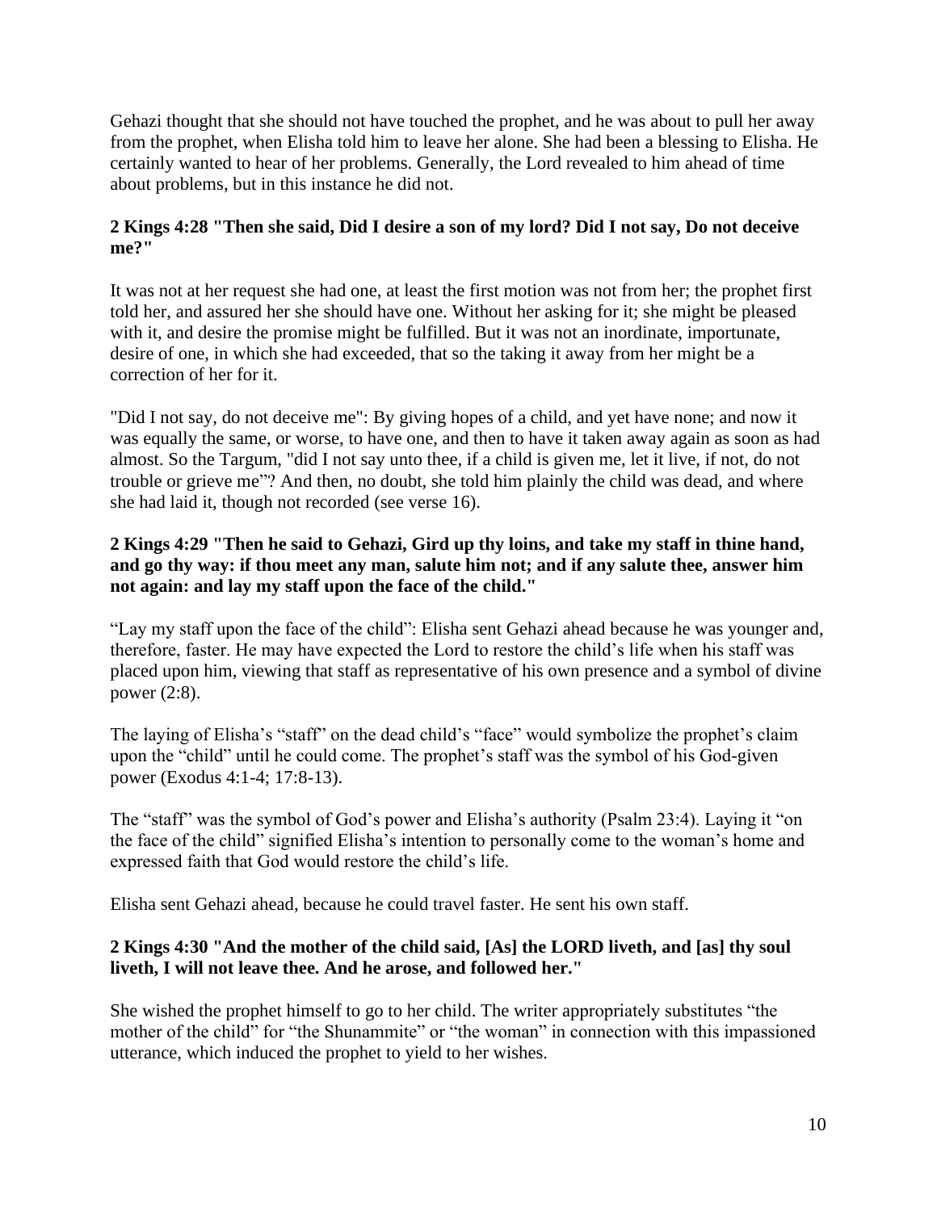Gehazi thought that she should not have touched the prophet, and he was about to pull her away from the prophet, when Elisha told him to leave her alone. She had been a blessing to Elisha. He certainly wanted to hear of her problems. Generally, the Lord revealed to him ahead of time about problems, but in this instance he did not.

**2 Kings 4:28 "Then she said, Did I desire a son of my lord? Did I not say, Do not deceive me?"**

It was not at her request she had one, at least the first motion was not from her; the prophet first told her, and assured her she should have one. Without her asking for it; she might be pleased with it, and desire the promise might be fulfilled. But it was not an inordinate, importunate, desire of one, in which she had exceeded, that so the taking it away from her might be a correction of her for it.

"Did I not say, do not deceive me": By giving hopes of a child, and yet have none; and now it was equally the same, or worse, to have one, and then to have it taken away again as soon as had almost. So the Targum, "did I not say unto thee, if a child is given me, let it live, if not, do not trouble or grieve me"? And then, no doubt, she told him plainly the child was dead, and where she had laid it, though not recorded (see verse 16).

**2 Kings 4:29 "Then he said to Gehazi, Gird up thy loins, and take my staff in thine hand, and go thy way: if thou meet any man, salute him not; and if any salute thee, answer him not again: and lay my staff upon the face of the child."**

"Lay my staff upon the face of the child": Elisha sent Gehazi ahead because he was younger and, therefore, faster. He may have expected the Lord to restore the child's life when his staff was placed upon him, viewing that staff as representative of his own presence and a symbol of divine power (2:8).

The laying of Elisha's "staff" on the dead child's "face" would symbolize the prophet's claim upon the "child" until he could come. The prophet's staff was the symbol of his God-given power (Exodus 4:1-4; 17:8-13).

The "staff" was the symbol of God's power and Elisha's authority (Psalm 23:4). Laying it "on the face of the child" signified Elisha's intention to personally come to the woman's home and expressed faith that God would restore the child's life.

Elisha sent Gehazi ahead, because he could travel faster. He sent his own staff.

**2 Kings 4:30 "And the mother of the child said, [As] the LORD liveth, and [as] thy soul liveth, I will not leave thee. And he arose, and followed her."**

She wished the prophet himself to go to her child. The writer appropriately substitutes "the mother of the child" for "the Shunammite" or "the woman" in connection with this impassioned utterance, which induced the prophet to yield to her wishes.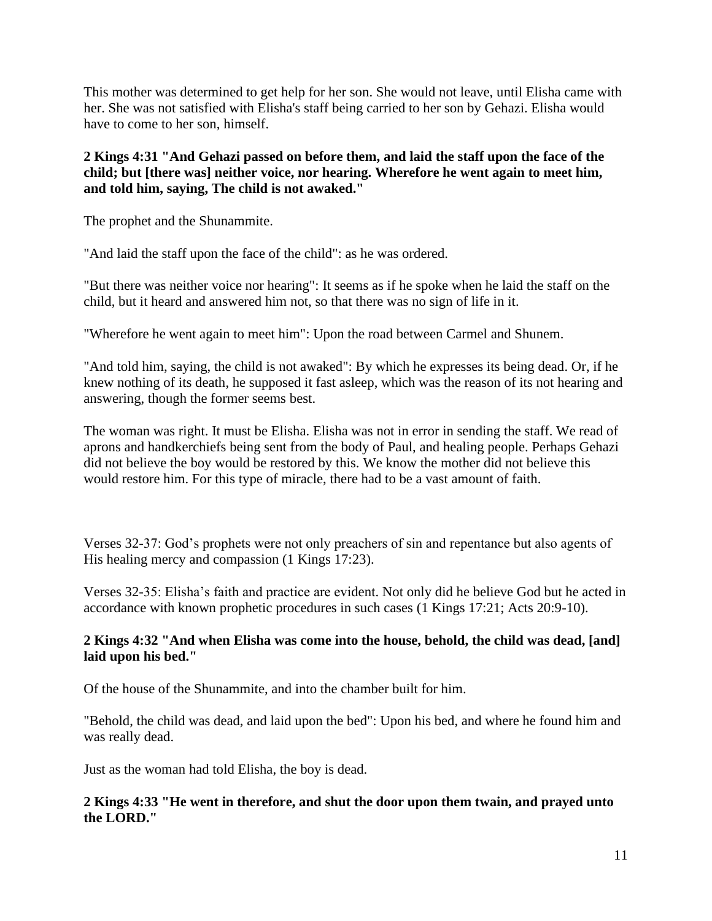This mother was determined to get help for her son. She would not leave, until Elisha came with her. She was not satisfied with Elisha's staff being carried to her son by Gehazi. Elisha would have to come to her son, himself.

**2 Kings 4:31 "And Gehazi passed on before them, and laid the staff upon the face of the child; but [there was] neither voice, nor hearing. Wherefore he went again to meet him, and told him, saying, The child is not awaked."**

The prophet and the Shunammite.

"And laid the staff upon the face of the child": as he was ordered.

"But there was neither voice nor hearing": It seems as if he spoke when he laid the staff on the child, but it heard and answered him not, so that there was no sign of life in it.

"Wherefore he went again to meet him": Upon the road between Carmel and Shunem.

"And told him, saying, the child is not awaked": By which he expresses its being dead. Or, if he knew nothing of its death, he supposed it fast asleep, which was the reason of its not hearing and answering, though the former seems best.

The woman was right. It must be Elisha. Elisha was not in error in sending the staff. We read of aprons and handkerchiefs being sent from the body of Paul, and healing people. Perhaps Gehazi did not believe the boy would be restored by this. We know the mother did not believe this would restore him. For this type of miracle, there had to be a vast amount of faith.

Verses 32-37: God's prophets were not only preachers of sin and repentance but also agents of His healing mercy and compassion (1 Kings 17:23).

Verses 32-35: Elisha's faith and practice are evident. Not only did he believe God but he acted in accordance with known prophetic procedures in such cases (1 Kings 17:21; Acts 20:9-10).

**2 Kings 4:32 "And when Elisha was come into the house, behold, the child was dead, [and] laid upon his bed."**

Of the house of the Shunammite, and into the chamber built for him.

"Behold, the child was dead, and laid upon the bed": Upon his bed, and where he found him and was really dead.

Just as the woman had told Elisha, the boy is dead.

**2 Kings 4:33 "He went in therefore, and shut the door upon them twain, and prayed unto the LORD."**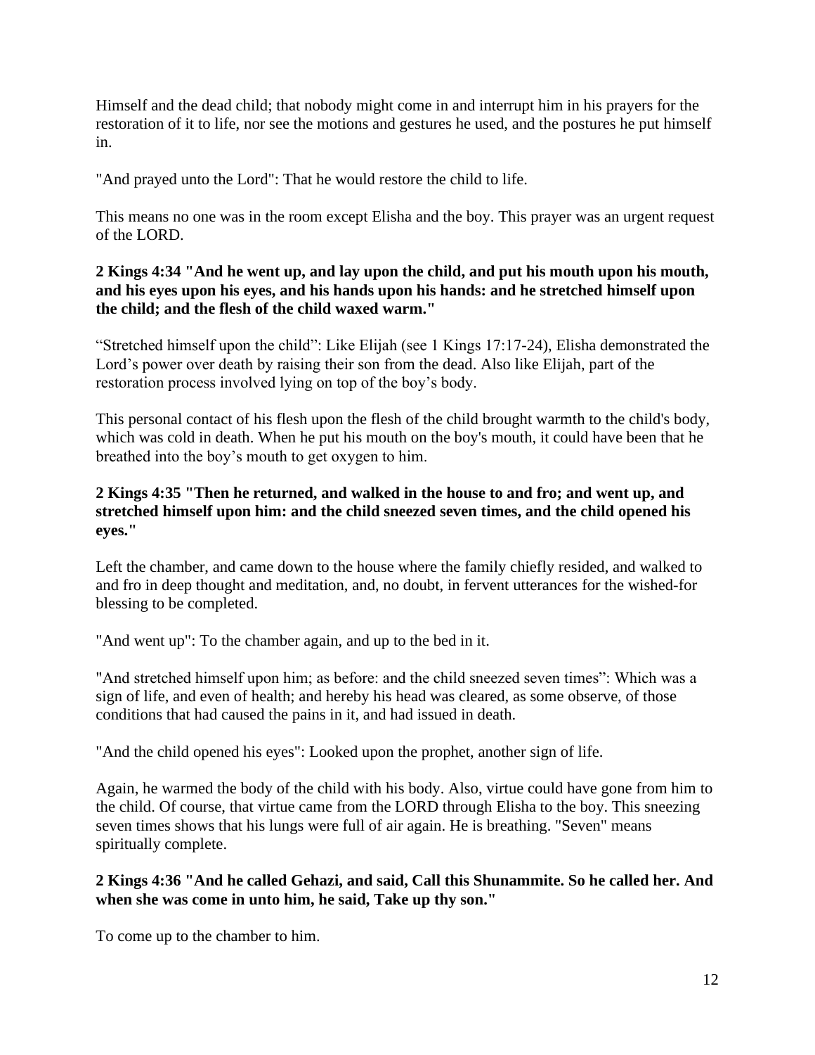Himself and the dead child; that nobody might come in and interrupt him in his prayers for the restoration of it to life, nor see the motions and gestures he used, and the postures he put himself in.

"And prayed unto the Lord": That he would restore the child to life.

This means no one was in the room except Elisha and the boy. This prayer was an urgent request of the LORD.

**2 Kings 4:34 "And he went up, and lay upon the child, and put his mouth upon his mouth, and his eyes upon his eyes, and his hands upon his hands: and he stretched himself upon the child; and the flesh of the child waxed warm."**

"Stretched himself upon the child": Like Elijah (see 1 Kings 17:17-24), Elisha demonstrated the Lord's power over death by raising their son from the dead. Also like Elijah, part of the restoration process involved lying on top of the boy's body.

This personal contact of his flesh upon the flesh of the child brought warmth to the child's body, which was cold in death. When he put his mouth on the boy's mouth, it could have been that he breathed into the boy's mouth to get oxygen to him.

**2 Kings 4:35 "Then he returned, and walked in the house to and fro; and went up, and stretched himself upon him: and the child sneezed seven times, and the child opened his eyes."**

Left the chamber, and came down to the house where the family chiefly resided, and walked to and fro in deep thought and meditation, and, no doubt, in fervent utterances for the wished-for blessing to be completed.

"And went up": To the chamber again, and up to the bed in it.

"And stretched himself upon him; as before: and the child sneezed seven times": Which was a sign of life, and even of health; and hereby his head was cleared, as some observe, of those conditions that had caused the pains in it, and had issued in death.

"And the child opened his eyes": Looked upon the prophet, another sign of life.

Again, he warmed the body of the child with his body. Also, virtue could have gone from him to the child. Of course, that virtue came from the LORD through Elisha to the boy. This sneezing seven times shows that his lungs were full of air again. He is breathing. "Seven" means spiritually complete.

**2 Kings 4:36 "And he called Gehazi, and said, Call this Shunammite. So he called her. And when she was come in unto him, he said, Take up thy son."**

To come up to the chamber to him.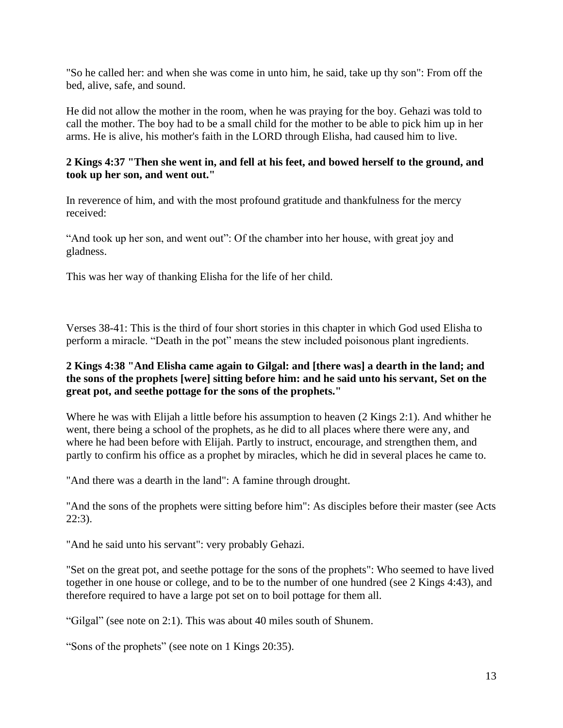"So he called her: and when she was come in unto him, he said, take up thy son": From off the bed, alive, safe, and sound.

He did not allow the mother in the room, when he was praying for the boy. Gehazi was told to call the mother. The boy had to be a small child for the mother to be able to pick him up in her arms. He is alive, his mother's faith in the LORD through Elisha, had caused him to live.

**2 Kings 4:37 "Then she went in, and fell at his feet, and bowed herself to the ground, and took up her son, and went out."**

In reverence of him, and with the most profound gratitude and thankfulness for the mercy received:

“And took up her son, and went out”: Of the chamber into her house, with great joy and gladness.

This was her way of thanking Elisha for the life of her child.

Verses 38-41: This is the third of four short stories in this chapter in which God used Elisha to perform a miracle. “Death in the pot” means the stew included poisonous plant ingredients.

**2 Kings 4:38 "And Elisha came again to Gilgal: and [there was] a dearth in the land; and the sons of the prophets [were] sitting before him: and he said unto his servant, Set on the great pot, and seethe pottage for the sons of the prophets."**

Where he was with Elijah a little before his assumption to heaven (2 Kings 2:1). And whither he went, there being a school of the prophets, as he did to all places where there were any, and where he had been before with Elijah. Partly to instruct, encourage, and strengthen them, and partly to confirm his office as a prophet by miracles, which he did in several places he came to.

"And there was a dearth in the land": A famine through drought.

"And the sons of the prophets were sitting before him": As disciples before their master (see Acts 22:3).

"And he said unto his servant": very probably Gehazi.

"Set on the great pot, and seethe pottage for the sons of the prophets": Who seemed to have lived together in one house or college, and to be to the number of one hundred (see 2 Kings 4:43), and therefore required to have a large pot set on to boil pottage for them all.

“Gilgal” (see note on 2:1). This was about 40 miles south of Shunem.

“Sons of the prophets” (see note on 1 Kings 20:35).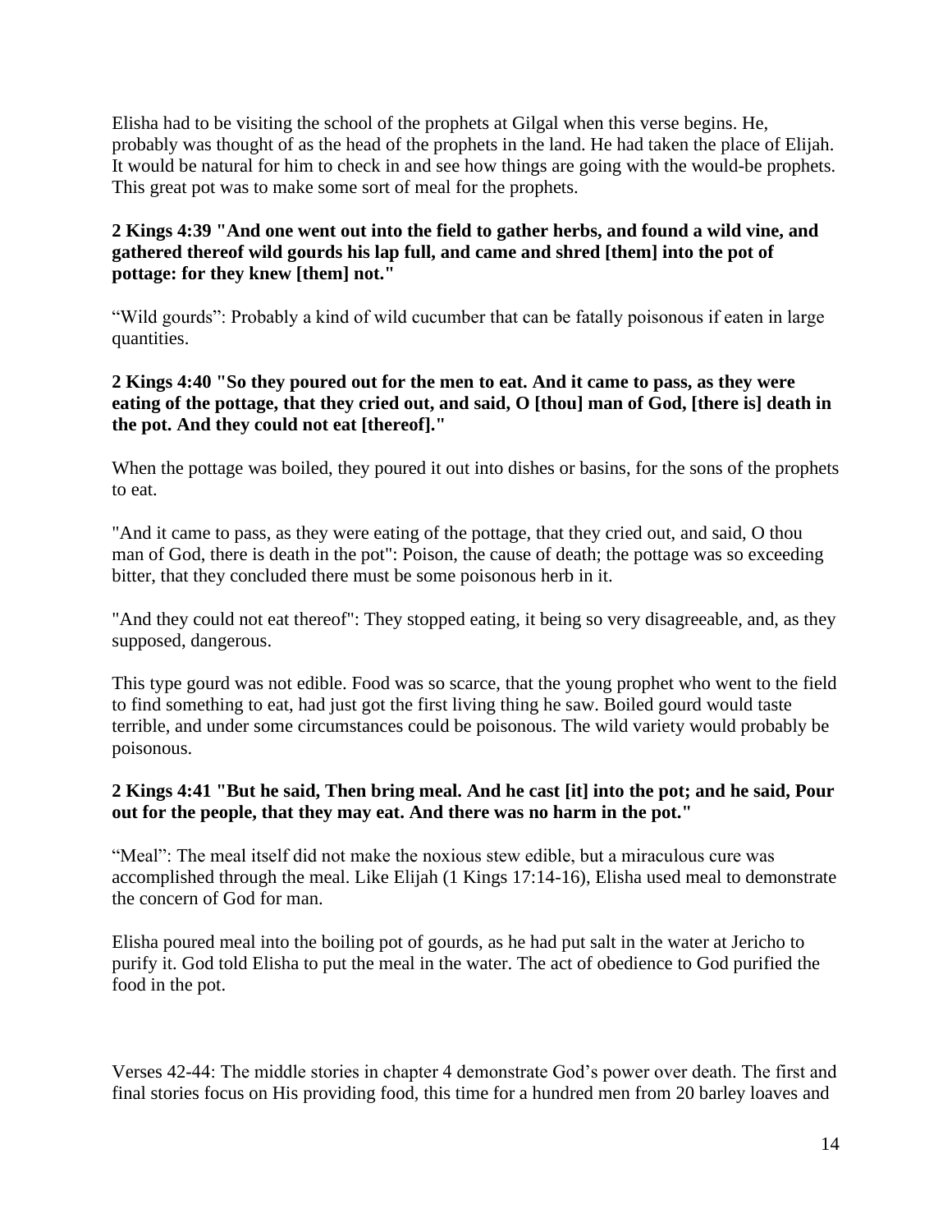Elisha had to be visiting the school of the prophets at Gilgal when this verse begins. He, probably was thought of as the head of the prophets in the land. He had taken the place of Elijah. It would be natural for him to check in and see how things are going with the would-be prophets. This great pot was to make some sort of meal for the prophets.

**2 Kings 4:39 "And one went out into the field to gather herbs, and found a wild vine, and gathered thereof wild gourds his lap full, and came and shred [them] into the pot of pottage: for they knew [them] not."**

"Wild gourds": Probably a kind of wild cucumber that can be fatally poisonous if eaten in large quantities.

**2 Kings 4:40 "So they poured out for the men to eat. And it came to pass, as they were eating of the pottage, that they cried out, and said, O [thou] man of God, [there is] death in the pot. And they could not eat [thereof]."**

When the pottage was boiled, they poured it out into dishes or basins, for the sons of the prophets to eat.

"And it came to pass, as they were eating of the pottage, that they cried out, and said, O thou man of God, there is death in the pot": Poison, the cause of death; the pottage was so exceeding bitter, that they concluded there must be some poisonous herb in it.

"And they could not eat thereof": They stopped eating, it being so very disagreeable, and, as they supposed, dangerous.

This type gourd was not edible. Food was so scarce, that the young prophet who went to the field to find something to eat, had just got the first living thing he saw. Boiled gourd would taste terrible, and under some circumstances could be poisonous. The wild variety would probably be poisonous.

**2 Kings 4:41 "But he said, Then bring meal. And he cast [it] into the pot; and he said, Pour out for the people, that they may eat. And there was no harm in the pot."**

"Meal": The meal itself did not make the noxious stew edible, but a miraculous cure was accomplished through the meal. Like Elijah (1 Kings 17:14-16), Elisha used meal to demonstrate the concern of God for man.

Elisha poured meal into the boiling pot of gourds, as he had put salt in the water at Jericho to purify it. God told Elisha to put the meal in the water. The act of obedience to God purified the food in the pot.

Verses 42-44: The middle stories in chapter 4 demonstrate God's power over death. The first and final stories focus on His providing food, this time for a hundred men from 20 barley loaves and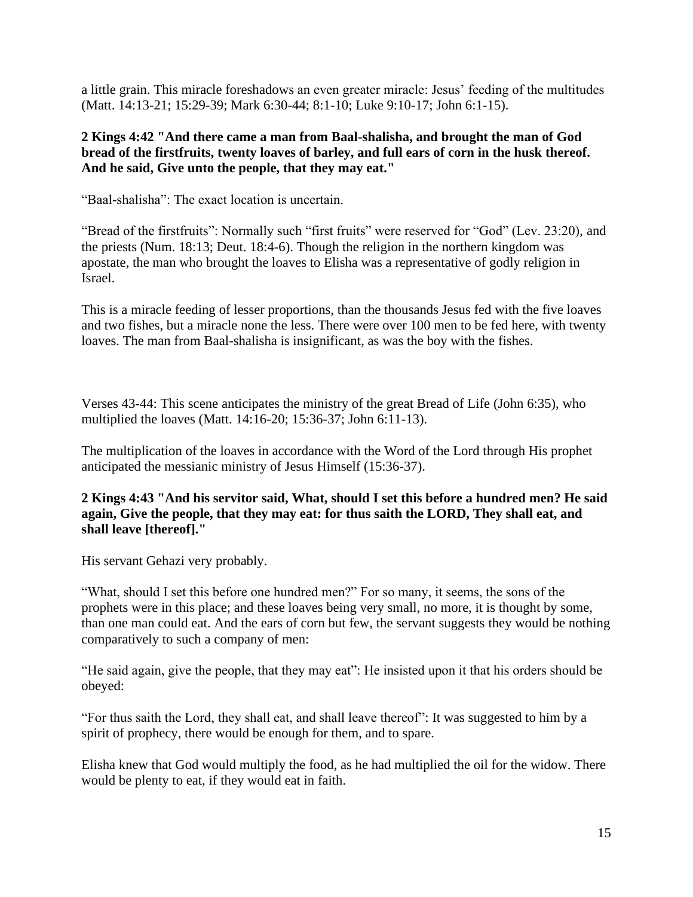a little grain. This miracle foreshadows an even greater miracle: Jesus' feeding of the multitudes (Matt. 14:13-21; 15:29-39; Mark 6:30-44; 8:1-10; Luke 9:10-17; John 6:1-15).

**2 Kings 4:42 "And there came a man from Baal-shalisha, and brought the man of God bread of the firstfruits, twenty loaves of barley, and full ears of corn in the husk thereof. And he said, Give unto the people, that they may eat."**

"Baal-shalisha": The exact location is uncertain.

"Bread of the firstfruits": Normally such "first fruits" were reserved for "God" (Lev. 23:20), and the priests (Num. 18:13; Deut. 18:4-6). Though the religion in the northern kingdom was apostate, the man who brought the loaves to Elisha was a representative of godly religion in Israel.

This is a miracle feeding of lesser proportions, than the thousands Jesus fed with the five loaves and two fishes, but a miracle none the less. There were over 100 men to be fed here, with twenty loaves. The man from Baal-shalisha is insignificant, as was the boy with the fishes.

Verses 43-44: This scene anticipates the ministry of the great Bread of Life (John 6:35), who multiplied the loaves (Matt. 14:16-20; 15:36-37; John 6:11-13).

The multiplication of the loaves in accordance with the Word of the Lord through His prophet anticipated the messianic ministry of Jesus Himself (15:36-37).

**2 Kings 4:43 "And his servitor said, What, should I set this before a hundred men? He said again, Give the people, that they may eat: for thus saith the LORD, They shall eat, and shall leave [thereof]."**

His servant Gehazi very probably.

"What, should I set this before one hundred men?" For so many, it seems, the sons of the prophets were in this place; and these loaves being very small, no more, it is thought by some, than one man could eat. And the ears of corn but few, the servant suggests they would be nothing comparatively to such a company of men:

"He said again, give the people, that they may eat": He insisted upon it that his orders should be obeyed:

"For thus saith the Lord, they shall eat, and shall leave thereof": It was suggested to him by a spirit of prophecy, there would be enough for them, and to spare.

Elisha knew that God would multiply the food, as he had multiplied the oil for the widow. There would be plenty to eat, if they would eat in faith.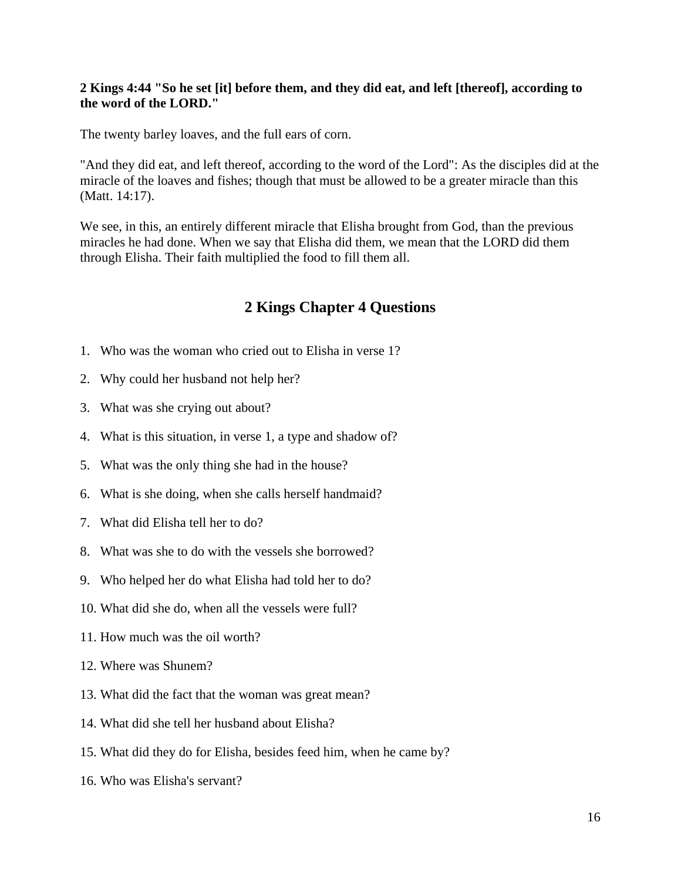**2 Kings 4:44 "So he set [it] before them, and they did eat, and left [thereof], according to the word of the LORD."**

The twenty barley loaves, and the full ears of corn.

"And they did eat, and left thereof, according to the word of the Lord": As the disciples did at the miracle of the loaves and fishes; though that must be allowed to be a greater miracle than this (Matt. 14:17).

We see, in this, an entirely different miracle that Elisha brought from God, than the previous miracles he had done. When we say that Elisha did them, we mean that the LORD did them through Elisha. Their faith multiplied the food to fill them all.

## 2 Kings Chapter 4 Questions

1. Who was the woman who cried out to Elisha in verse 1?
2. Why could her husband not help her?
3. What was she crying out about?
4. What is this situation, in verse 1, a type and shadow of?
5. What was the only thing she had in the house?
6. What is she doing, when she calls herself handmaid?
7. What did Elisha tell her to do?
8. What was she to do with the vessels she borrowed?
9. Who helped her do what Elisha had told her to do?
10. What did she do, when all the vessels were full?
11. How much was the oil worth?
12. Where was Shunem?
13. What did the fact that the woman was great mean?
14. What did she tell her husband about Elisha?
15. What did they do for Elisha, besides feed him, when he came by?
16. Who was Elisha's servant?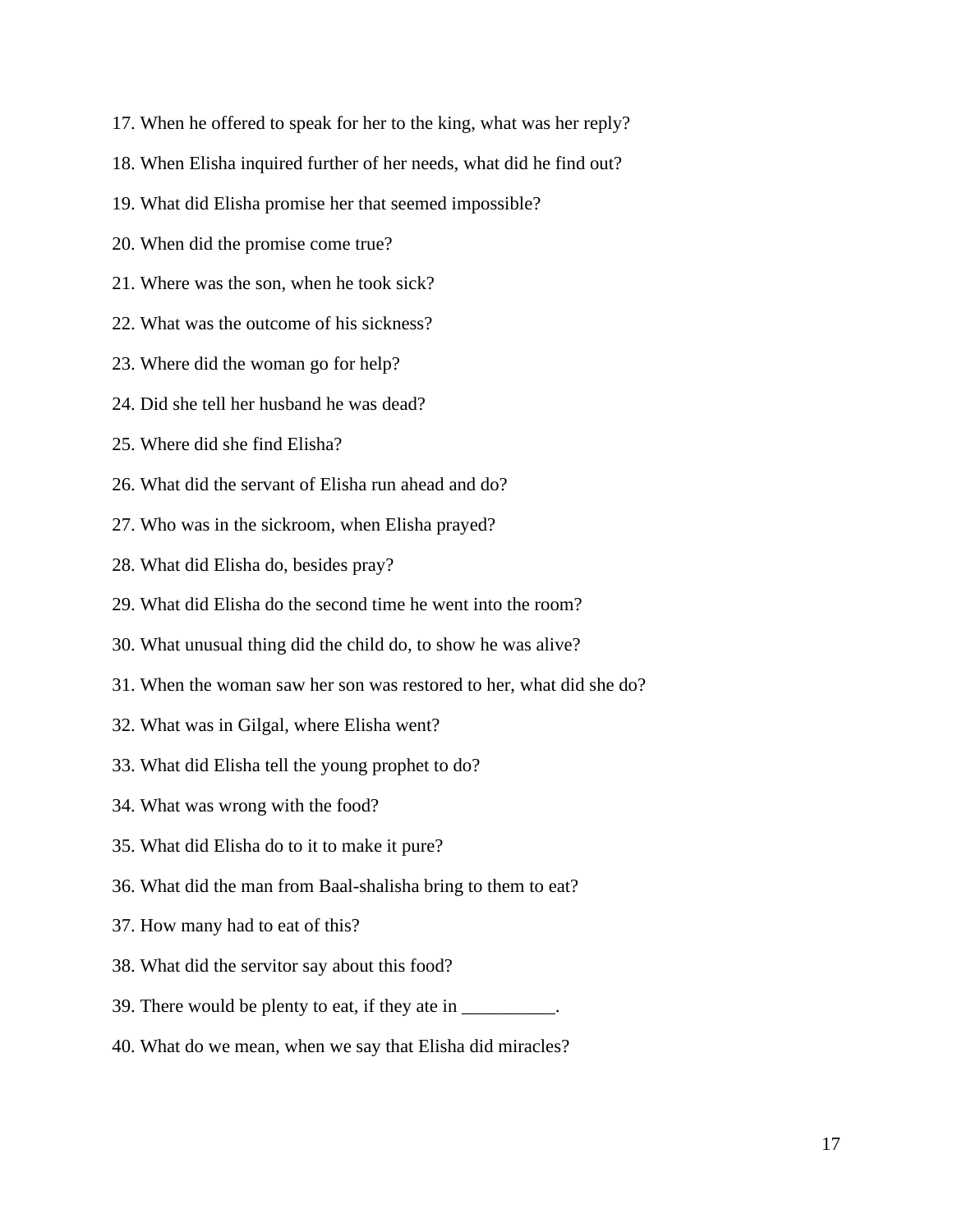17. When he offered to speak for her to the king, what was her reply?

18. When Elisha inquired further of her needs, what did he find out?

19. What did Elisha promise her that seemed impossible?

20. When did the promise come true?

21. Where was the son, when he took sick?

22. What was the outcome of his sickness?

23. Where did the woman go for help?

24. Did she tell her husband he was dead?

25. Where did she find Elisha?

26. What did the servant of Elisha run ahead and do?

27. Who was in the sickroom, when Elisha prayed?

28. What did Elisha do, besides pray?

29. What did Elisha do the second time he went into the room?

30. What unusual thing did the child do, to show he was alive?

31. When the woman saw her son was restored to her, what did she do?

32. What was in Gilgal, where Elisha went?

33. What did Elisha tell the young prophet to do?

34. What was wrong with the food?

35. What did Elisha do to it to make it pure?

36. What did the man from Baal-shalisha bring to them to eat?

37. How many had to eat of this?

38. What did the servitor say about this food?

39. There would be plenty to eat, if they ate in __________.

40. What do we mean, when we say that Elisha did miracles?